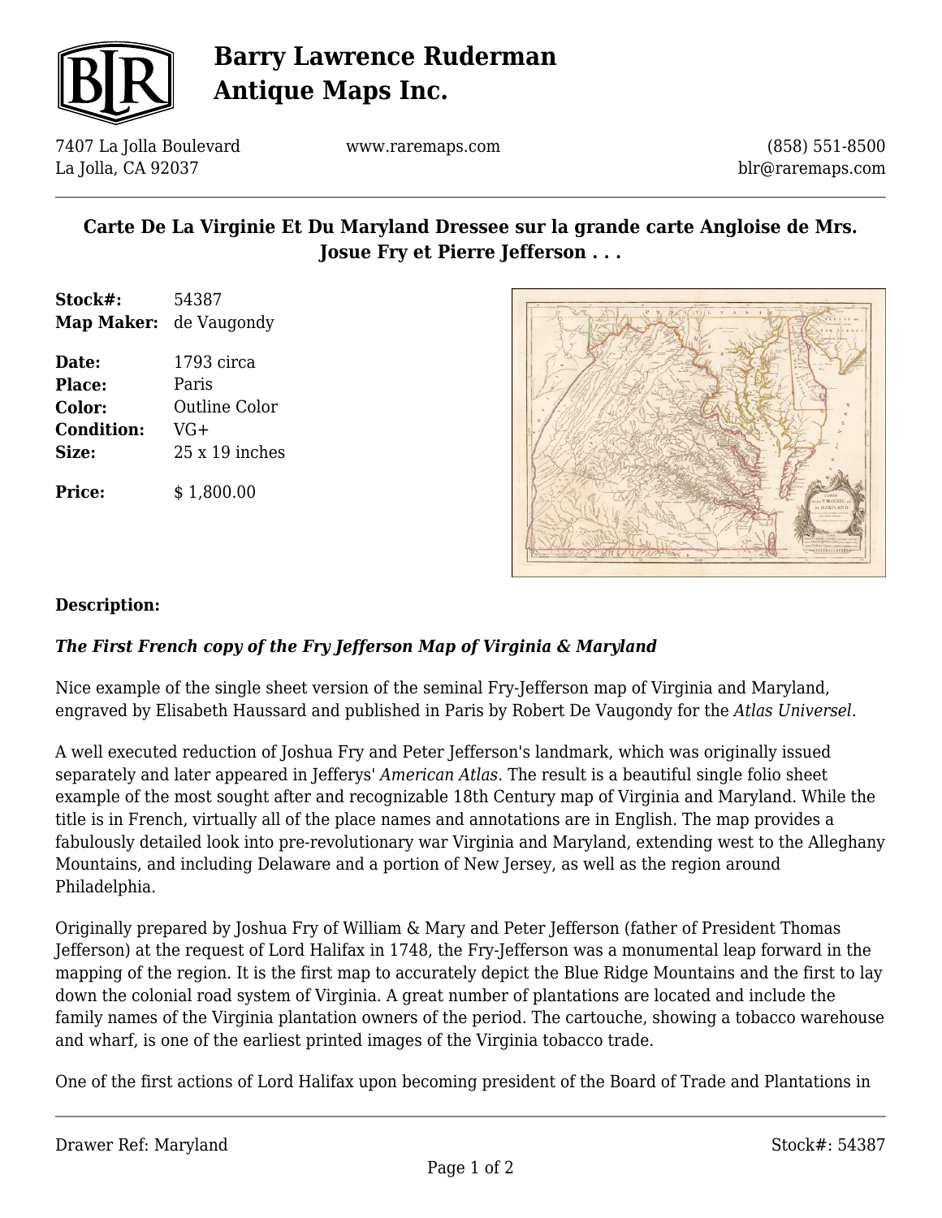# Barry Lawrence Ruderman Antique Maps Inc.

7407 La Jolla Boulevard
La Jolla, CA 92037

www.raremaps.com

(858) 551-8500
blr@raremaps.com

## Carte De La Virginie Et Du Maryland Dressee sur la grande carte Angloise de Mrs. Josue Fry et Pierre Jefferson . . .

| | |
|---|---|
| **Stock#:** | 54387 |
| **Map Maker:** | de Vaugondy |
| **Date:** | 1793 circa |
| **Place:** | Paris |
| **Color:** | Outline Color |
| **Condition:** | VG+ |
| **Size:** | 25 x 19 inches |
| **Price:** | $ 1,800.00 |

**Description:**

***The First French copy of the Fry Jefferson Map of Virginia & Maryland***

Nice example of the single sheet version of the seminal Fry-Jefferson map of Virginia and Maryland, engraved by Elisabeth Haussard and published in Paris by Robert De Vaugondy for the *Atlas Universel.*

A well executed reduction of Joshua Fry and Peter Jefferson's landmark, which was originally issued separately and later appeared in Jefferys' *American Atlas*. The result is a beautiful single folio sheet example of the most sought after and recognizable 18th Century map of Virginia and Maryland. While the title is in French, virtually all of the place names and annotations are in English. The map provides a fabulously detailed look into pre-revolutionary war Virginia and Maryland, extending west to the Alleghany Mountains, and including Delaware and a portion of New Jersey, as well as the region around Philadelphia.

Originally prepared by Joshua Fry of William & Mary and Peter Jefferson (father of President Thomas Jefferson) at the request of Lord Halifax in 1748, the Fry-Jefferson was a monumental leap forward in the mapping of the region. It is the first map to accurately depict the Blue Ridge Mountains and the first to lay down the colonial road system of Virginia. A great number of plantations are located and include the family names of the Virginia plantation owners of the period. The cartouche, showing a tobacco warehouse and wharf, is one of the earliest printed images of the Virginia tobacco trade.

One of the first actions of Lord Halifax upon becoming president of the Board of Trade and Plantations in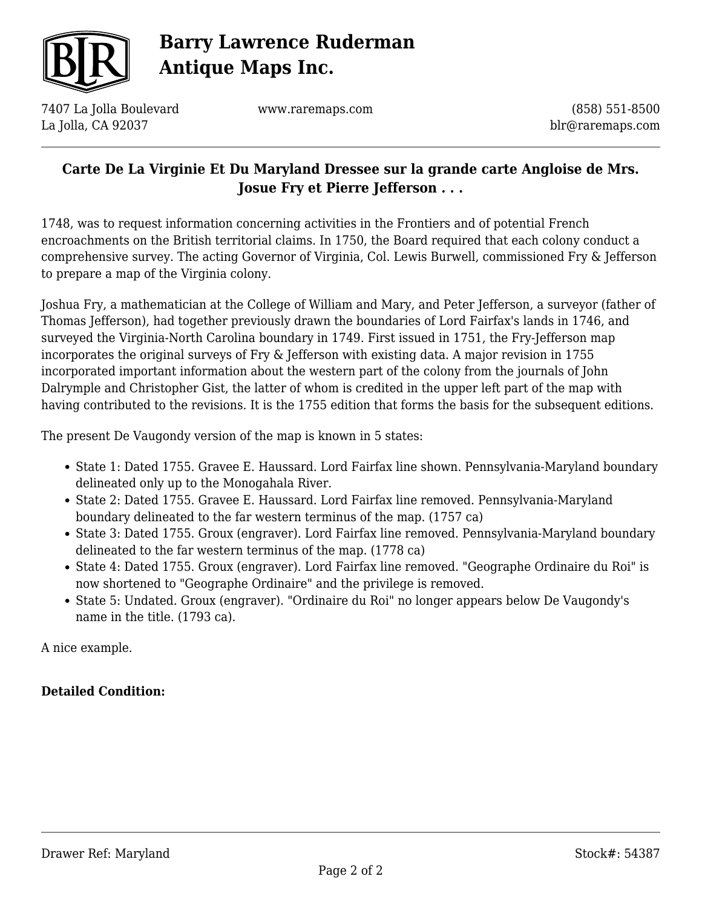**Carte De La Virginie Et Du Maryland Dressee sur la grande carte Angloise de Mrs. Josue Fry et Pierre Jefferson . . .**

1748, was to request information concerning activities in the Frontiers and of potential French encroachments on the British territorial claims. In 1750, the Board required that each colony conduct a comprehensive survey. The acting Governor of Virginia, Col. Lewis Burwell, commissioned Fry & Jefferson to prepare a map of the Virginia colony.

Joshua Fry, a mathematician at the College of William and Mary, and Peter Jefferson, a surveyor (father of Thomas Jefferson), had together previously drawn the boundaries of Lord Fairfax's lands in 1746, and surveyed the Virginia-North Carolina boundary in 1749. First issued in 1751, the Fry-Jefferson map incorporates the original surveys of Fry & Jefferson with existing data. A major revision in 1755 incorporated important information about the western part of the colony from the journals of John Dalrymple and Christopher Gist, the latter of whom is credited in the upper left part of the map with having contributed to the revisions. It is the 1755 edition that forms the basis for the subsequent editions.

The present De Vaugondy version of the map is known in 5 states:

- State 1: Dated 1755. Gravee E. Haussard. Lord Fairfax line shown. Pennsylvania-Maryland boundary delineated only up to the Monogahala River.
- State 2: Dated 1755. Gravee E. Haussard. Lord Fairfax line removed. Pennsylvania-Maryland boundary delineated to the far western terminus of the map. (1757 ca)
- State 3: Dated 1755. Groux (engraver). Lord Fairfax line removed. Pennsylvania-Maryland boundary delineated to the far western terminus of the map. (1778 ca)
- State 4: Dated 1755. Groux (engraver). Lord Fairfax line removed. "Geographe Ordinaire du Roi" is now shortened to "Geographe Ordinaire" and the privilege is removed.
- State 5: Undated. Groux (engraver). "Ordinaire du Roi" no longer appears below De Vaugondy's name in the title. (1793 ca).

A nice example.

**Detailed Condition:**

Drawer Ref: Maryland

Stock#: 54387